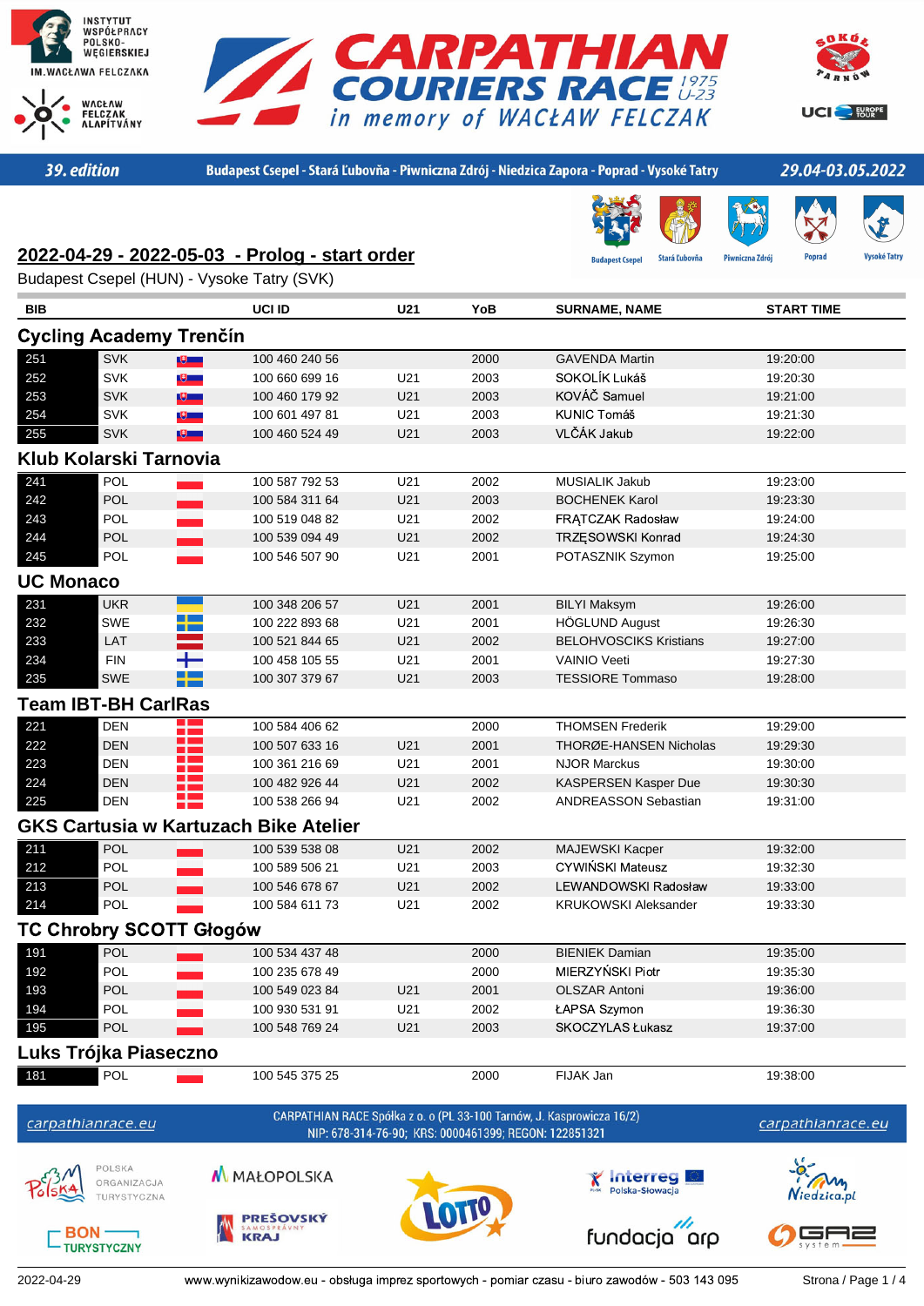# CARPATHIAN COURIERS RACE 1975 U-23 in memory of WACŁAW FELCZAK

INSTYTUT WSPÓŁPRACY POLSKO-WĘGIERSKIEJ IM.WACŁAWA FELCZAKA

WACŁAW FELCZAK ALAPÍTVÁNY

SOKÓŁ TARNÓW

UCI EUROPE TOUR

**39. edition** — Budapest Csepel - Stará Ľubovňa - Piwniczna Zdrój - Niedzica Zapora - Poprad - Vysoké Tatry — **29.04-03.05.2022**

Budapest Csepel · Stará Ľubovňa · Piwniczna Zdrój · Poprad · Vysoké Tatry

## 2022-04-29 - 2022-05-03 - Prolog - start order

Budapest Csepel (HUN) - Vysoke Tatry (SVK)

| BIB | | UCI ID | U21 | YoB | SURNAME, NAME | START TIME |
|---|---|---|---|---|---|---|
| **Cycling Academy Trenčín** | | | | | | |
| 251 | SVK | 100 460 240 56 | | 2000 | GAVENDA Martin | 19:20:00 |
| 252 | SVK | 100 660 699 16 | U21 | 2003 | SOKOLÍK Lukáš | 19:20:30 |
| 253 | SVK | 100 460 179 92 | U21 | 2003 | KOVÁČ Samuel | 19:21:00 |
| 254 | SVK | 100 601 497 81 | U21 | 2003 | KUNIC Tomáš | 19:21:30 |
| 255 | SVK | 100 460 524 49 | U21 | 2003 | VLČÁK Jakub | 19:22:00 |
| **Klub Kolarski Tarnovia** | | | | | | |
| 241 | POL | 100 587 792 53 | U21 | 2002 | MUSIALIK Jakub | 19:23:00 |
| 242 | POL | 100 584 311 64 | U21 | 2003 | BOCHENEK Karol | 19:23:30 |
| 243 | POL | 100 519 048 82 | U21 | 2002 | FRĄTCZAK Radosław | 19:24:00 |
| 244 | POL | 100 539 094 49 | U21 | 2002 | TRZĘSOWSKI Konrad | 19:24:30 |
| 245 | POL | 100 546 507 90 | U21 | 2001 | POTASZNIK Szymon | 19:25:00 |
| **UC Monaco** | | | | | | |
| 231 | UKR | 100 348 206 57 | U21 | 2001 | BILYI Maksym | 19:26:00 |
| 232 | SWE | 100 222 893 68 | U21 | 2001 | HÖGLUND August | 19:26:30 |
| 233 | LAT | 100 521 844 65 | U21 | 2002 | BELOHVOSCIKS Kristians | 19:27:00 |
| 234 | FIN | 100 458 105 55 | U21 | 2001 | VAINIO Veeti | 19:27:30 |
| 235 | SWE | 100 307 379 67 | U21 | 2003 | TESSIORE Tommaso | 19:28:00 |
| **Team IBT-BH CarlRas** | | | | | | |
| 221 | DEN | 100 584 406 62 | | 2000 | THOMSEN Frederik | 19:29:00 |
| 222 | DEN | 100 507 633 16 | U21 | 2001 | THORØE-HANSEN Nicholas | 19:29:30 |
| 223 | DEN | 100 361 216 69 | U21 | 2001 | NJOR Marckus | 19:30:00 |
| 224 | DEN | 100 482 926 44 | U21 | 2002 | KASPERSEN Kasper Due | 19:30:30 |
| 225 | DEN | 100 538 266 94 | U21 | 2002 | ANDREASSON Sebastian | 19:31:00 |
| **GKS Cartusia w Kartuzach Bike Atelier** | | | | | | |
| 211 | POL | 100 539 538 08 | U21 | 2002 | MAJEWSKI Kacper | 19:32:00 |
| 212 | POL | 100 589 506 21 | U21 | 2003 | CYWIŃSKI Mateusz | 19:32:30 |
| 213 | POL | 100 546 678 67 | U21 | 2002 | LEWANDOWSKI Radosław | 19:33:00 |
| 214 | POL | 100 584 611 73 | U21 | 2002 | KRUKOWSKI Aleksander | 19:33:30 |
| **TC Chrobry SCOTT Głogów** | | | | | | |
| 191 | POL | 100 534 437 48 | | 2000 | BIENIEK Damian | 19:35:00 |
| 192 | POL | 100 235 678 49 | | 2000 | MIERZYŃSKI Piotr | 19:35:30 |
| 193 | POL | 100 549 023 84 | U21 | 2001 | OLSZAR Antoni | 19:36:00 |
| 194 | POL | 100 930 531 91 | U21 | 2002 | ŁAPSA Szymon | 19:36:30 |
| 195 | POL | 100 548 769 24 | U21 | 2003 | SKOCZYLAS Łukasz | 19:37:00 |
| **Luks Trójka Piaseczno** | | | | | | |
| 181 | POL | 100 545 375 25 | | 2000 | FIJAK Jan | 19:38:00 |

carpathianrace.eu — CARPATHIAN RACE Spółka z o. o (PL 33-100 Tarnów, J. Kasprowicza 16/2) NIP: 678-314-76-90; KRS: 0000461399; REGON: 122851321 — carpathianrace.eu

Polska Organizacja Turystyczna · Małopolska · Lotto · Interreg Polska-Słowacja · Niedzica.pl · Bon Turystyczny · Prešovský samosprávny kraj · fundacja arp · GRZ system

2022-04-29 — www.wynikizawodow.eu - obsługa imprez sportowych - pomiar czasu - biuro zawodów - 503 143 095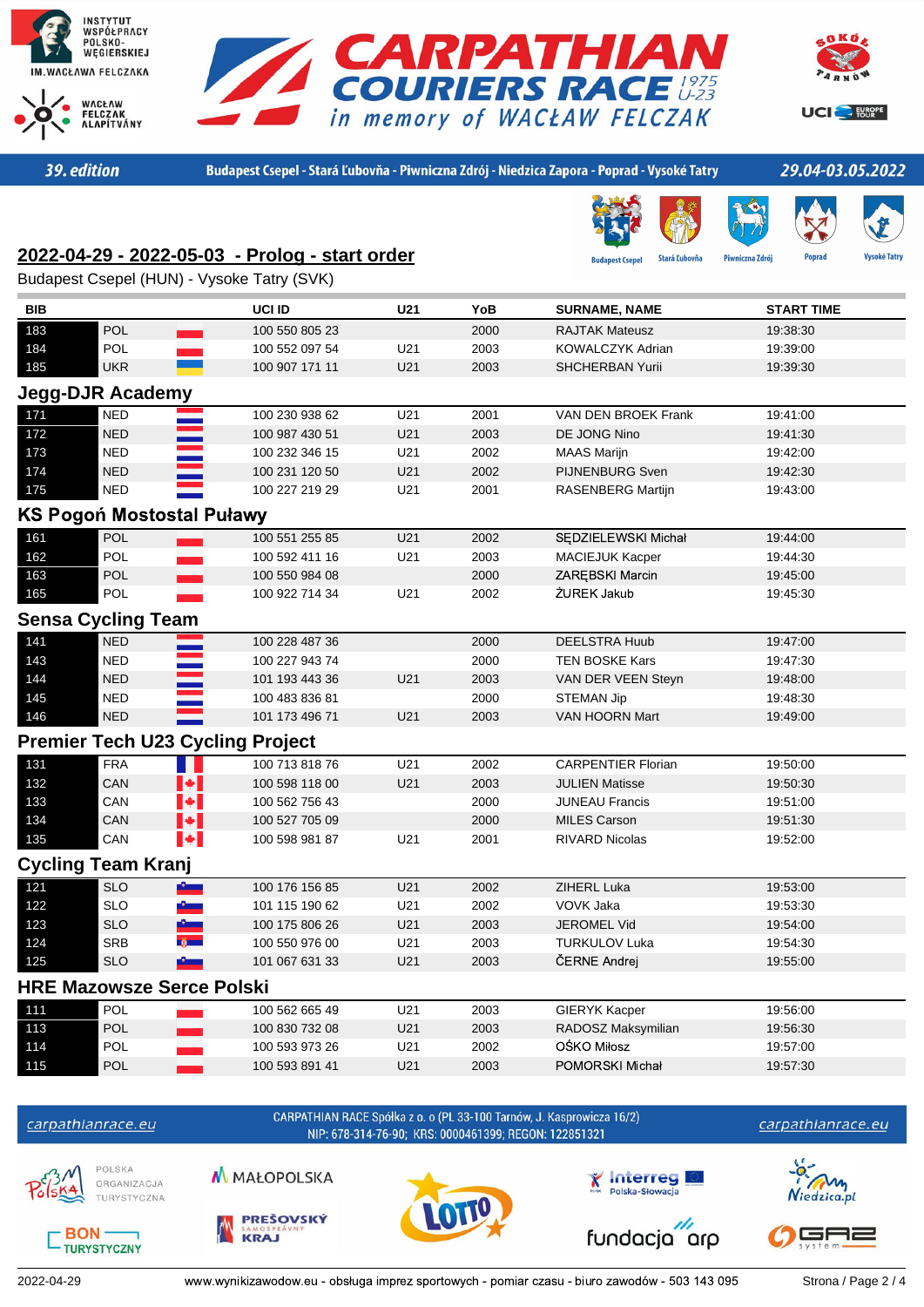# CARPATHIAN COURIERS RACE U-23 1975 in memory of WACŁAW FELCZAK

39. edition — Budapest Csepel - Stará Ľubovňa - Piwniczna Zdrój - Niedzica Zapora - Poprad - Vysoké Tatry — 29.04-03.05.2022

## 2022-04-29 - 2022-05-03 - Prolog - start order

Budapest Csepel (HUN) - Vysoke Tatry (SVK)

| BIB | | UCI ID | U21 | YoB | SURNAME, NAME | START TIME |
|---|---|---|---|---|---|---|
| 183 | POL | 100 550 805 23 | | 2000 | RAJTAK Mateusz | 19:38:30 |
| 184 | POL | 100 552 097 54 | U21 | 2003 | KOWALCZYK Adrian | 19:39:00 |
| 185 | UKR | 100 907 171 11 | U21 | 2003 | SHCHERBAN Yurii | 19:39:30 |

### Jegg-DJR Academy

| BIB | | UCI ID | U21 | YoB | SURNAME, NAME | START TIME |
|---|---|---|---|---|---|---|
| 171 | NED | 100 230 938 62 | U21 | 2001 | VAN DEN BROEK Frank | 19:41:00 |
| 172 | NED | 100 987 430 51 | U21 | 2003 | DE JONG Nino | 19:41:30 |
| 173 | NED | 100 232 346 15 | U21 | 2002 | MAAS Marijn | 19:42:00 |
| 174 | NED | 100 231 120 50 | U21 | 2002 | PIJNENBURG Sven | 19:42:30 |
| 175 | NED | 100 227 219 29 | U21 | 2001 | RASENBERG Martijn | 19:43:00 |

### KS Pogoń Mostostal Puławy

| BIB | | UCI ID | U21 | YoB | SURNAME, NAME | START TIME |
|---|---|---|---|---|---|---|
| 161 | POL | 100 551 255 85 | U21 | 2002 | SĘDZIELEWSKI Michał | 19:44:00 |
| 162 | POL | 100 592 411 16 | U21 | 2003 | MACIEJUK Kacper | 19:44:30 |
| 163 | POL | 100 550 984 08 | | 2000 | ZARĘBSKI Marcin | 19:45:00 |
| 165 | POL | 100 922 714 34 | U21 | 2002 | ŻUREK Jakub | 19:45:30 |

### Sensa Cycling Team

| BIB | | UCI ID | U21 | YoB | SURNAME, NAME | START TIME |
|---|---|---|---|---|---|---|
| 141 | NED | 100 228 487 36 | | 2000 | DEELSTRA Huub | 19:47:00 |
| 143 | NED | 100 227 943 74 | | 2000 | TEN BOSKE Kars | 19:47:30 |
| 144 | NED | 101 193 443 36 | U21 | 2003 | VAN DER VEEN Steyn | 19:48:00 |
| 145 | NED | 100 483 836 81 | | 2000 | STEMAN Jip | 19:48:30 |
| 146 | NED | 101 173 496 71 | U21 | 2003 | VAN HOORN Mart | 19:49:00 |

### Premier Tech U23 Cycling Project

| BIB | | UCI ID | U21 | YoB | SURNAME, NAME | START TIME |
|---|---|---|---|---|---|---|
| 131 | FRA | 100 713 818 76 | U21 | 2002 | CARPENTIER Florian | 19:50:00 |
| 132 | CAN | 100 598 118 00 | U21 | 2003 | JULIEN Matisse | 19:50:30 |
| 133 | CAN | 100 562 756 43 | | 2000 | JUNEAU Francis | 19:51:00 |
| 134 | CAN | 100 527 705 09 | | 2000 | MILES Carson | 19:51:30 |
| 135 | CAN | 100 598 981 87 | U21 | 2001 | RIVARD Nicolas | 19:52:00 |

### Cycling Team Kranj

| BIB | | UCI ID | U21 | YoB | SURNAME, NAME | START TIME |
|---|---|---|---|---|---|---|
| 121 | SLO | 100 176 156 85 | U21 | 2002 | ZIHERL Luka | 19:53:00 |
| 122 | SLO | 101 115 190 62 | U21 | 2002 | VOVK Jaka | 19:53:30 |
| 123 | SLO | 100 175 806 26 | U21 | 2003 | JEROMEL Vid | 19:54:00 |
| 124 | SRB | 100 550 976 00 | U21 | 2003 | TURKULOV Luka | 19:54:30 |
| 125 | SLO | 101 067 631 33 | U21 | 2003 | ČERNE Andrej | 19:55:00 |

### HRE Mazowsze Serce Polski

| BIB | | UCI ID | U21 | YoB | SURNAME, NAME | START TIME |
|---|---|---|---|---|---|---|
| 111 | POL | 100 562 665 49 | U21 | 2003 | GIERYK Kacper | 19:56:00 |
| 113 | POL | 100 830 732 08 | U21 | 2003 | RADOSZ Maksymilian | 19:56:30 |
| 114 | POL | 100 593 973 26 | U21 | 2002 | OŚKO Miłosz | 19:57:00 |
| 115 | POL | 100 593 891 41 | U21 | 2003 | POMORSKI Michał | 19:57:30 |

carpathianrace.eu — CARPATHIAN RACE Spółka z o. o (PL 33-100 Tarnów, J. Kasprowicza 16/2) NIP: 678-314-76-90; KRS: 0000461399; REGON: 122851321

2022-04-29 — www.wynikizawodow.eu - obsługa imprez sportowych - pomiar czasu - biuro zawodów - 503 143 095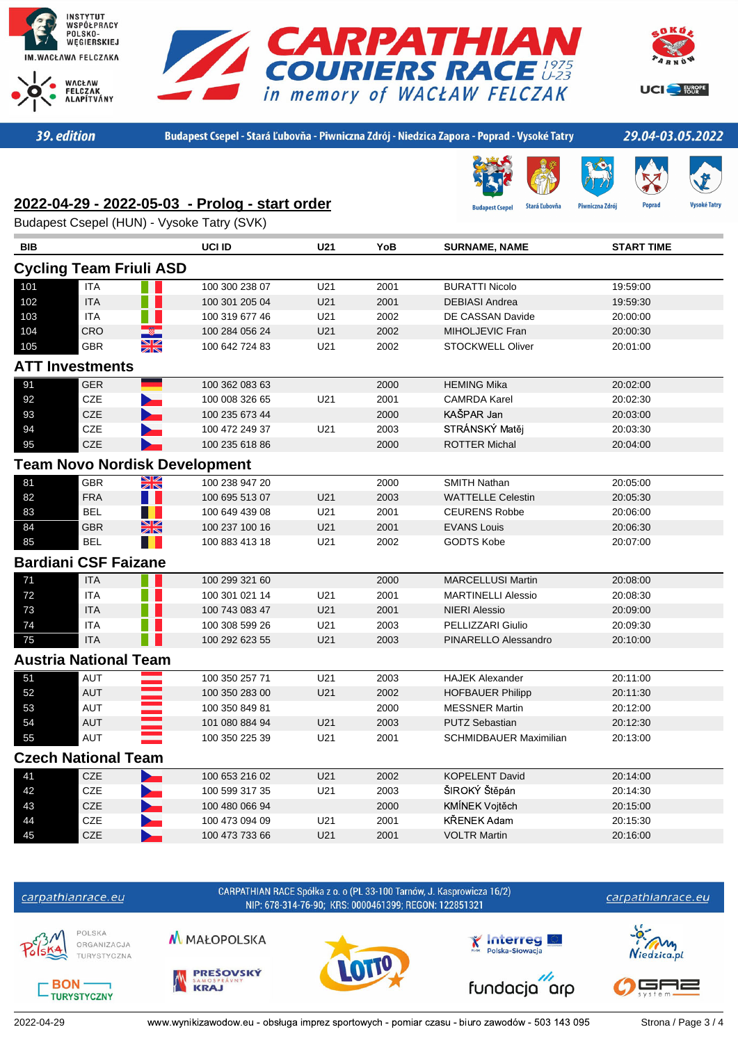# CARPATHIAN COURIERS RACE 1975 U-23 in memory of WACŁAW FELCZAK

39. edition | Budapest Csepel - Stará Ľubovňa - Piwniczna Zdrój - Niedzica Zapora - Poprad - Vysoké Tatry | 29.04-03.05.2022

## 2022-04-29 - 2022-05-03 - Prolog - start order

Budapest Csepel (HUN) - Vysoke Tatry (SVK)

| BIB | | UCI ID | U21 | YoB | SURNAME, NAME | START TIME |
|---|---|---|---|---|---|---|
| **Cycling Team Friuli ASD** | | | | | | |
| 101 | ITA | 100 300 238 07 | U21 | 2001 | BURATTI Nicolo | 19:59:00 |
| 102 | ITA | 100 301 205 04 | U21 | 2001 | DEBIASI Andrea | 19:59:30 |
| 103 | ITA | 100 319 677 46 | U21 | 2002 | DE CASSAN Davide | 20:00:00 |
| 104 | CRO | 100 284 056 24 | U21 | 2002 | MIHOLJEVIC Fran | 20:00:30 |
| 105 | GBR | 100 642 724 83 | U21 | 2002 | STOCKWELL Oliver | 20:01:00 |
| **ATT Investments** | | | | | | |
| 91 | GER | 100 362 083 63 | | 2000 | HEMING Mika | 20:02:00 |
| 92 | CZE | 100 008 326 65 | U21 | 2001 | CAMRDA Karel | 20:02:30 |
| 93 | CZE | 100 235 673 44 | | 2000 | KAŠPAR Jan | 20:03:00 |
| 94 | CZE | 100 472 249 37 | U21 | 2003 | STRÁNSKÝ Matěj | 20:03:30 |
| 95 | CZE | 100 235 618 86 | | 2000 | ROTTER Michal | 20:04:00 |
| **Team Novo Nordisk Development** | | | | | | |
| 81 | GBR | 100 238 947 20 | | 2000 | SMITH Nathan | 20:05:00 |
| 82 | FRA | 100 695 513 07 | U21 | 2003 | WATTELLE Celestin | 20:05:30 |
| 83 | BEL | 100 649 439 08 | U21 | 2001 | CEURENS Robbe | 20:06:00 |
| 84 | GBR | 100 237 100 16 | U21 | 2001 | EVANS Louis | 20:06:30 |
| 85 | BEL | 100 883 413 18 | U21 | 2002 | GODTS Kobe | 20:07:00 |
| **Bardiani CSF Faizane** | | | | | | |
| 71 | ITA | 100 299 321 60 | | 2000 | MARCELLUSI Martin | 20:08:00 |
| 72 | ITA | 100 301 021 14 | U21 | 2001 | MARTINELLI Alessio | 20:08:30 |
| 73 | ITA | 100 743 083 47 | U21 | 2001 | NIERI Alessio | 20:09:00 |
| 74 | ITA | 100 308 599 26 | U21 | 2003 | PELLIZZARI Giulio | 20:09:30 |
| 75 | ITA | 100 292 623 55 | U21 | 2003 | PINARELLO Alessandro | 20:10:00 |
| **Austria National Team** | | | | | | |
| 51 | AUT | 100 350 257 71 | U21 | 2003 | HAJEK Alexander | 20:11:00 |
| 52 | AUT | 100 350 283 00 | U21 | 2002 | HOFBAUER Philipp | 20:11:30 |
| 53 | AUT | 100 350 849 81 | | 2000 | MESSNER Martin | 20:12:00 |
| 54 | AUT | 101 080 884 94 | U21 | 2003 | PUTZ Sebastian | 20:12:30 |
| 55 | AUT | 100 350 225 39 | U21 | 2001 | SCHMIDBAUER Maximilian | 20:13:00 |
| **Czech National Team** | | | | | | |
| 41 | CZE | 100 653 216 02 | U21 | 2002 | KOPELENT David | 20:14:00 |
| 42 | CZE | 100 599 317 35 | U21 | 2003 | ŠIROKÝ Štěpán | 20:14:30 |
| 43 | CZE | 100 480 066 94 | | 2000 | KMÍNEK Vojtěch | 20:15:00 |
| 44 | CZE | 100 473 094 09 | U21 | 2001 | KŘENEK Adam | 20:15:30 |
| 45 | CZE | 100 473 733 66 | U21 | 2001 | VOLTR Martin | 20:16:00 |

carpathianrace.eu — CARPATHIAN RACE Spółka z o. o (PL 33-100 Tarnów, J. Kasprowicza 16/2) NIP: 678-314-76-90; KRS: 0000461399; REGON: 122851321

2022-04-29 — www.wynikizawodow.eu - obsługa imprez sportowych - pomiar czasu - biuro zawodów - 503 143 095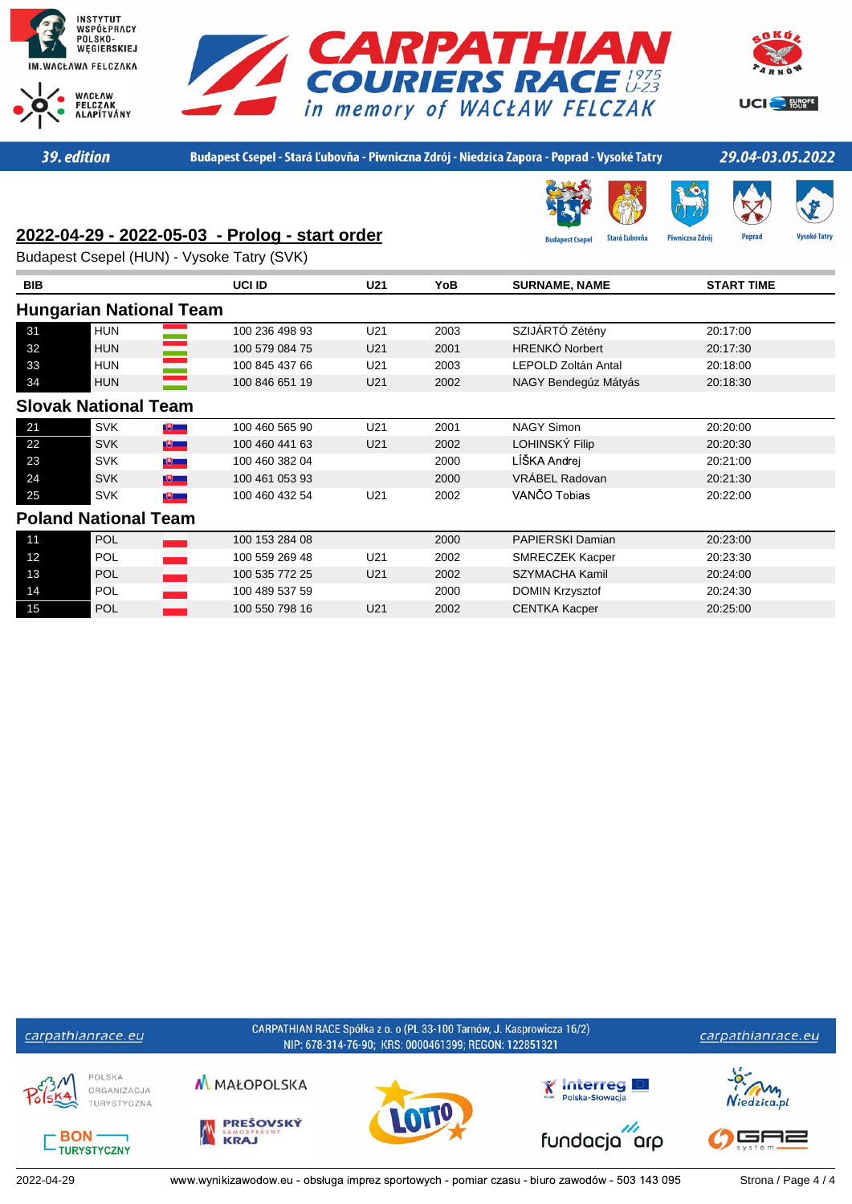CARPATHIAN COURIERS RACE 1975 U-23 in memory of WACŁAW FELCZAK

39. edition — Budapest Csepel - Stará Ľubovňa - Piwniczna Zdrój - Niedzica Zapora - Poprad - Vysoké Tatry — 29.04-03.05.2022

## 2022-04-29 - 2022-05-03 - Prolog - start order

Budapest Csepel (HUN) - Vysoke Tatry (SVK)

| BIB | | | UCI ID | U21 | YoB | SURNAME, NAME | START TIME |
|---|---|---|---|---|---|---|---|
| **Hungarian National Team** | | | | | | | |
| 31 | HUN | | 100 236 498 93 | U21 | 2003 | SZIJÁRTÓ Zétény | 20:17:00 |
| 32 | HUN | | 100 579 084 75 | U21 | 2001 | HRENKÓ Norbert | 20:17:30 |
| 33 | HUN | | 100 845 437 66 | U21 | 2003 | LEPOLD Zoltán Antal | 20:18:00 |
| 34 | HUN | | 100 846 651 19 | U21 | 2002 | NAGY Bendegúz Mátyás | 20:18:30 |
| **Slovak National Team** | | | | | | | |
| 21 | SVK | | 100 460 565 90 | U21 | 2001 | NAGY Simon | 20:20:00 |
| 22 | SVK | | 100 460 441 63 | U21 | 2002 | LOHINSKÝ Filip | 20:20:30 |
| 23 | SVK | | 100 460 382 04 | | 2000 | LÍŠKA Andrej | 20:21:00 |
| 24 | SVK | | 100 461 053 93 | | 2000 | VRÁBEL Radovan | 20:21:30 |
| 25 | SVK | | 100 460 432 54 | U21 | 2002 | VANČO Tobias | 20:22:00 |
| **Poland National Team** | | | | | | | |
| 11 | POL | | 100 153 284 08 | | 2000 | PAPIERSKI Damian | 20:23:00 |
| 12 | POL | | 100 559 269 48 | U21 | 2002 | SMRECZEK Kacper | 20:23:30 |
| 13 | POL | | 100 535 772 25 | U21 | 2002 | SZYMACHA Kamil | 20:24:00 |
| 14 | POL | | 100 489 537 59 | | 2000 | DOMIN Krzysztof | 20:24:30 |
| 15 | POL | | 100 550 798 16 | U21 | 2002 | CENTKA Kacper | 20:25:00 |

carpathianrace.eu

CARPATHIAN RACE Spółka z o. o (PL 33-100 Tarnów, J. Kasprowicza 16/2)
NIP: 678-314-76-90; KRS: 0000461399; REGON: 122851321

2022-04-29 — www.wynikizawodow.eu - obsługa imprez sportowych - pomiar czasu - biuro zawodów - 503 143 095